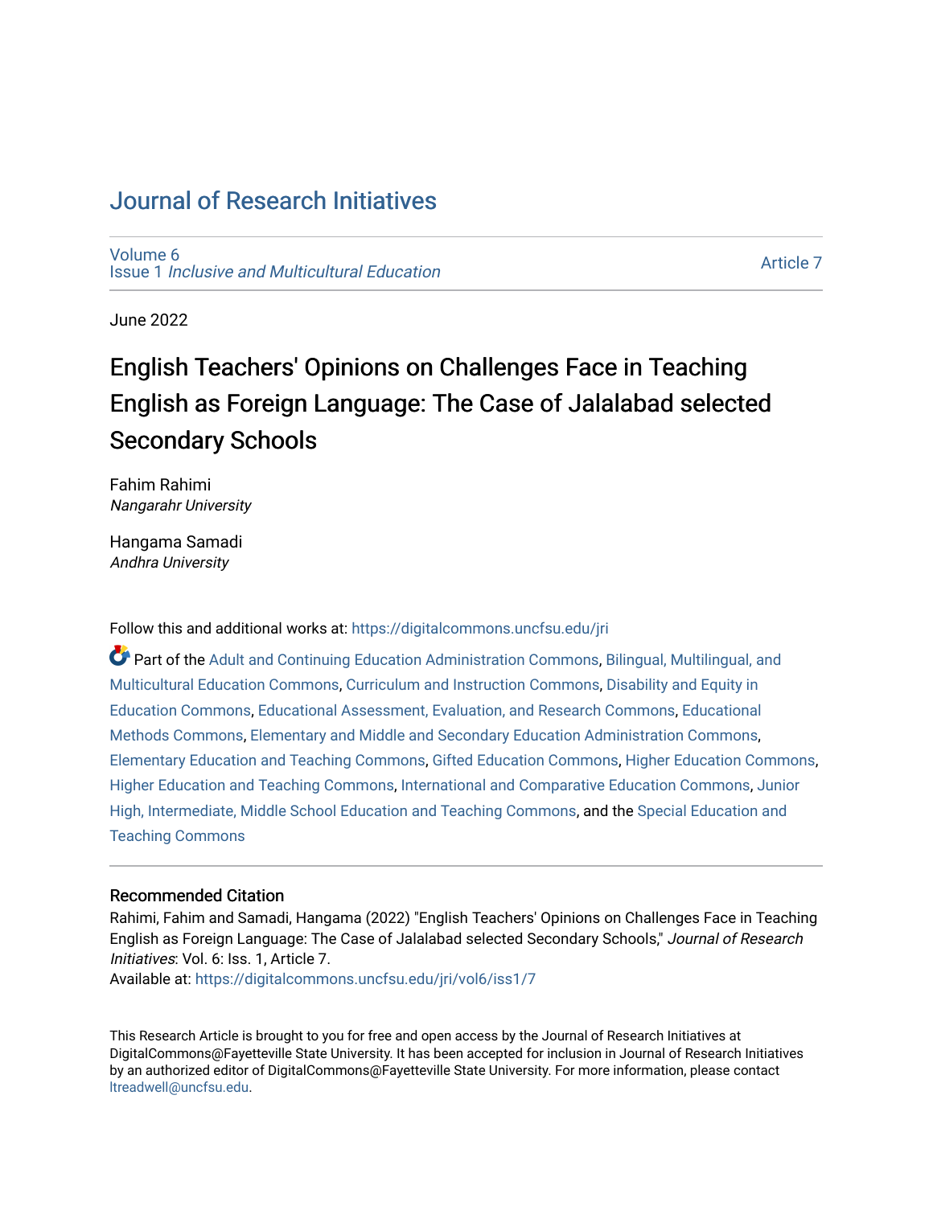# Journal of Research Initiatives

Volume 6
Issue 1 *Inclusive and Multicultural Education*

Article 7

June 2022

## English Teachers' Opinions on Challenges Face in Teaching English as Foreign Language: The Case of Jalalabad selected Secondary Schools

Fahim Rahimi
*Nangarahr University*

Hangama Samadi
*Andhra University*

Follow this and additional works at: https://digitalcommons.uncfsu.edu/jri

Part of the Adult and Continuing Education Administration Commons, Bilingual, Multilingual, and Multicultural Education Commons, Curriculum and Instruction Commons, Disability and Equity in Education Commons, Educational Assessment, Evaluation, and Research Commons, Educational Methods Commons, Elementary and Middle and Secondary Education Administration Commons, Elementary Education and Teaching Commons, Gifted Education Commons, Higher Education Commons, Higher Education and Teaching Commons, International and Comparative Education Commons, Junior High, Intermediate, Middle School Education and Teaching Commons, and the Special Education and Teaching Commons

### Recommended Citation

Rahimi, Fahim and Samadi, Hangama (2022) "English Teachers' Opinions on Challenges Face in Teaching English as Foreign Language: The Case of Jalalabad selected Secondary Schools," *Journal of Research Initiatives*: Vol. 6: Iss. 1, Article 7.
Available at: https://digitalcommons.uncfsu.edu/jri/vol6/iss1/7

This Research Article is brought to you for free and open access by the Journal of Research Initiatives at DigitalCommons@Fayetteville State University. It has been accepted for inclusion in Journal of Research Initiatives by an authorized editor of DigitalCommons@Fayetteville State University. For more information, please contact ltreadwell@uncfsu.edu.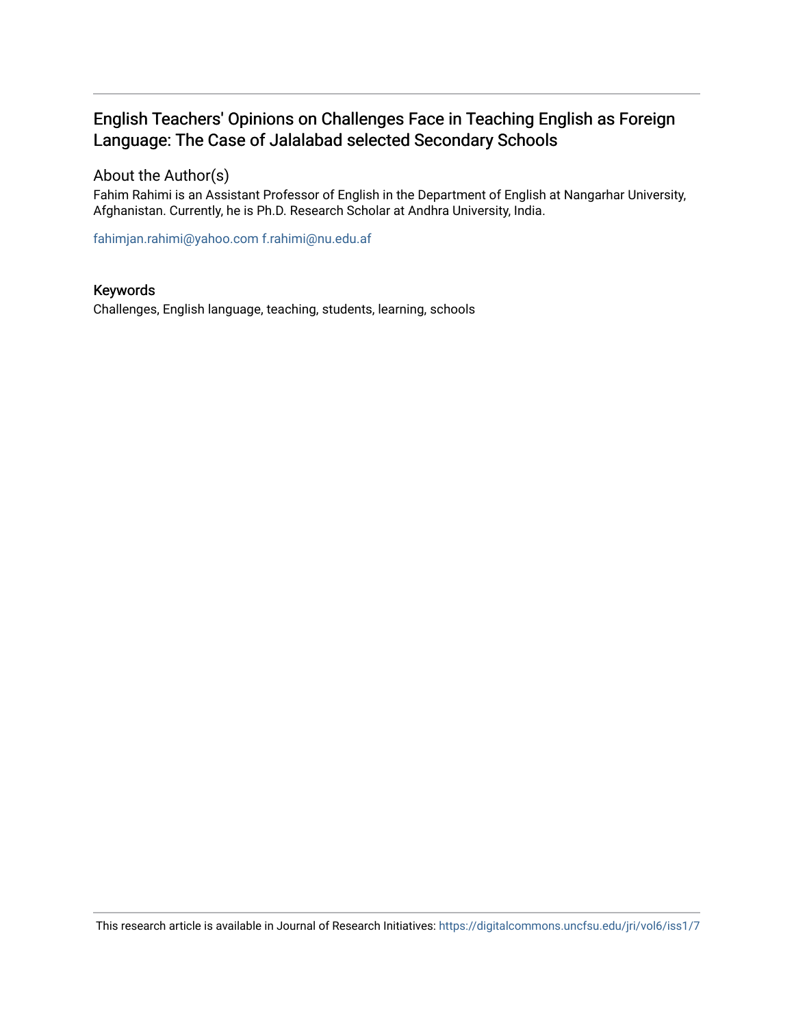# English Teachers' Opinions on Challenges Face in Teaching English as Foreign Language: The Case of Jalalabad selected Secondary Schools

## About the Author(s)

Fahim Rahimi is an Assistant Professor of English in the Department of English at Nangarhar University, Afghanistan. Currently, he is Ph.D. Research Scholar at Andhra University, India.

fahimjan.rahimi@yahoo.com f.rahimi@nu.edu.af

## Keywords

Challenges, English language, teaching, students, learning, schools

This research article is available in Journal of Research Initiatives: https://digitalcommons.uncfsu.edu/jri/vol6/iss1/7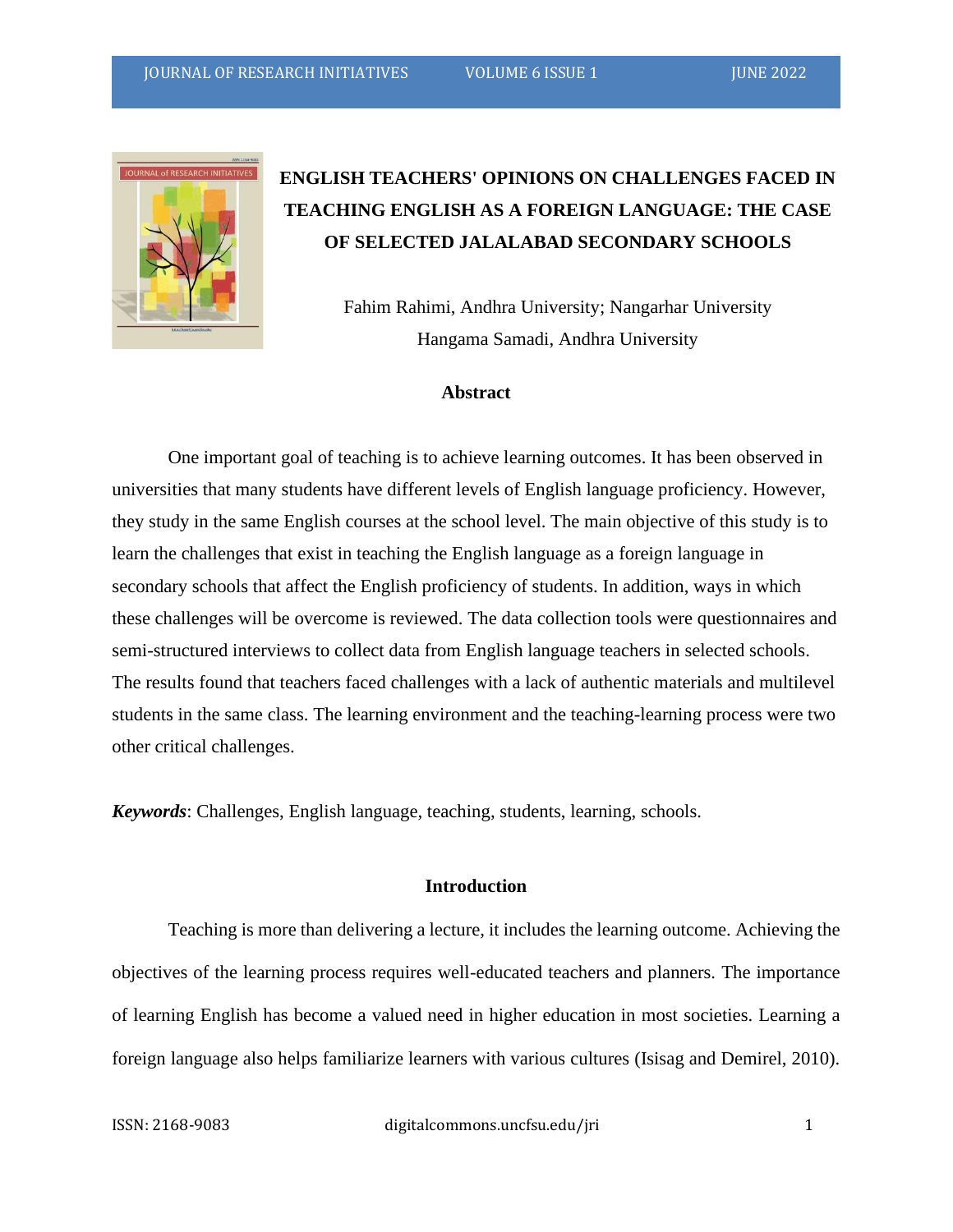# ENGLISH TEACHERS' OPINIONS ON CHALLENGES FACED IN TEACHING ENGLISH AS A FOREIGN LANGUAGE: THE CASE OF SELECTED JALALABAD SECONDARY SCHOOLS

Fahim Rahimi, Andhra University; Nangarhar University

Hangama Samadi, Andhra University

## Abstract

One important goal of teaching is to achieve learning outcomes. It has been observed in universities that many students have different levels of English language proficiency. However, they study in the same English courses at the school level. The main objective of this study is to learn the challenges that exist in teaching the English language as a foreign language in secondary schools that affect the English proficiency of students. In addition, ways in which these challenges will be overcome is reviewed. The data collection tools were questionnaires and semi-structured interviews to collect data from English language teachers in selected schools. The results found that teachers faced challenges with a lack of authentic materials and multilevel students in the same class. The learning environment and the teaching-learning process were two other critical challenges.

***Keywords***: Challenges, English language, teaching, students, learning, schools.

## Introduction

Teaching is more than delivering a lecture, it includes the learning outcome. Achieving the objectives of the learning process requires well-educated teachers and planners. The importance of learning English has become a valued need in higher education in most societies. Learning a foreign language also helps familiarize learners with various cultures (Isisag and Demirel, 2010).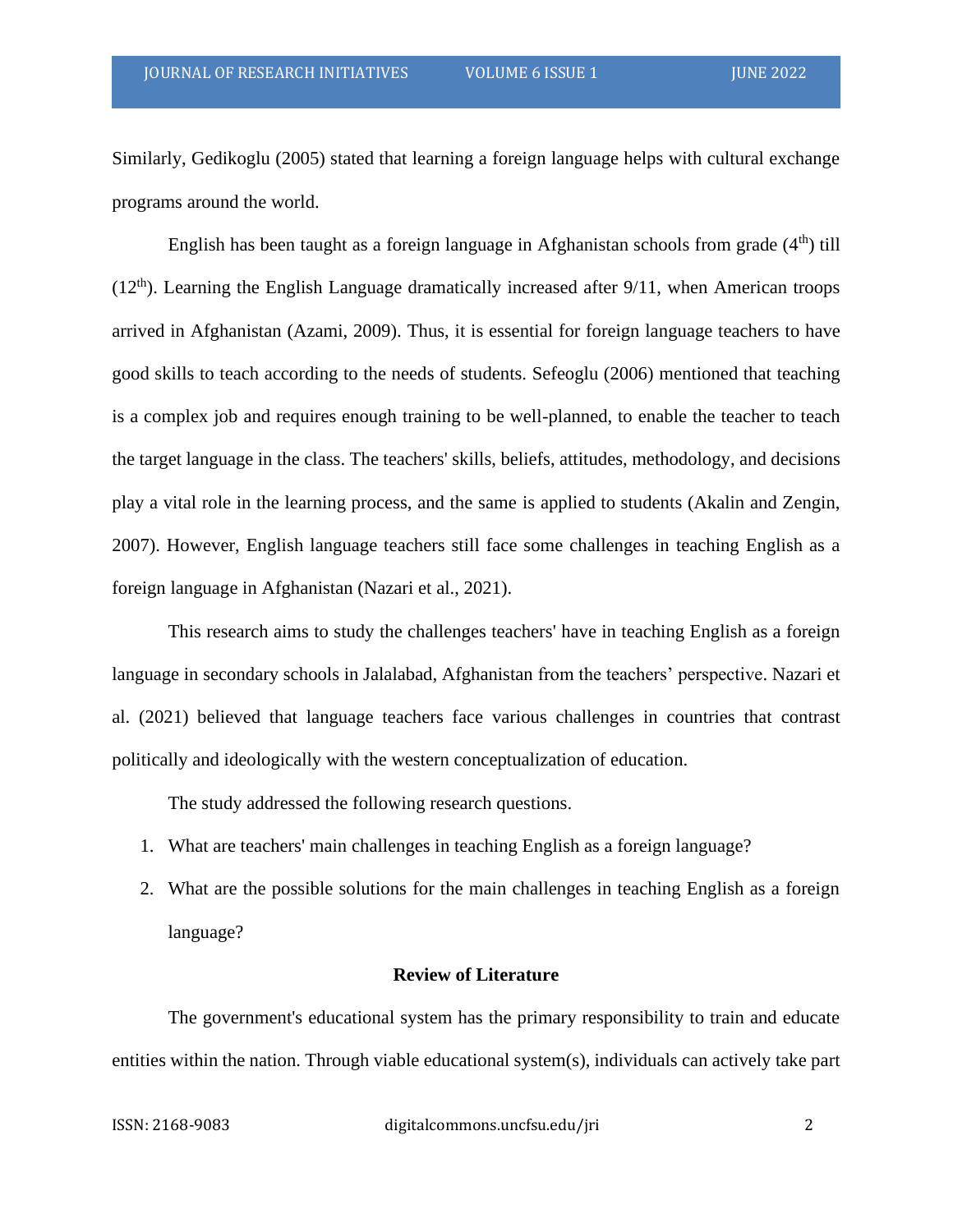Similarly, Gedikoglu (2005) stated that learning a foreign language helps with cultural exchange programs around the world.

English has been taught as a foreign language in Afghanistan schools from grade ($4^{th}$) till ($12^{th}$). Learning the English Language dramatically increased after 9/11, when American troops arrived in Afghanistan (Azami, 2009). Thus, it is essential for foreign language teachers to have good skills to teach according to the needs of students. Sefeoglu (2006) mentioned that teaching is a complex job and requires enough training to be well-planned, to enable the teacher to teach the target language in the class. The teachers' skills, beliefs, attitudes, methodology, and decisions play a vital role in the learning process, and the same is applied to students (Akalin and Zengin, 2007). However, English language teachers still face some challenges in teaching English as a foreign language in Afghanistan (Nazari et al., 2021).

This research aims to study the challenges teachers' have in teaching English as a foreign language in secondary schools in Jalalabad, Afghanistan from the teachers' perspective. Nazari et al. (2021) believed that language teachers face various challenges in countries that contrast politically and ideologically with the western conceptualization of education.

The study addressed the following research questions.

1. What are teachers' main challenges in teaching English as a foreign language?
2. What are the possible solutions for the main challenges in teaching English as a foreign language?

## Review of Literature

The government's educational system has the primary responsibility to train and educate entities within the nation. Through viable educational system(s), individuals can actively take part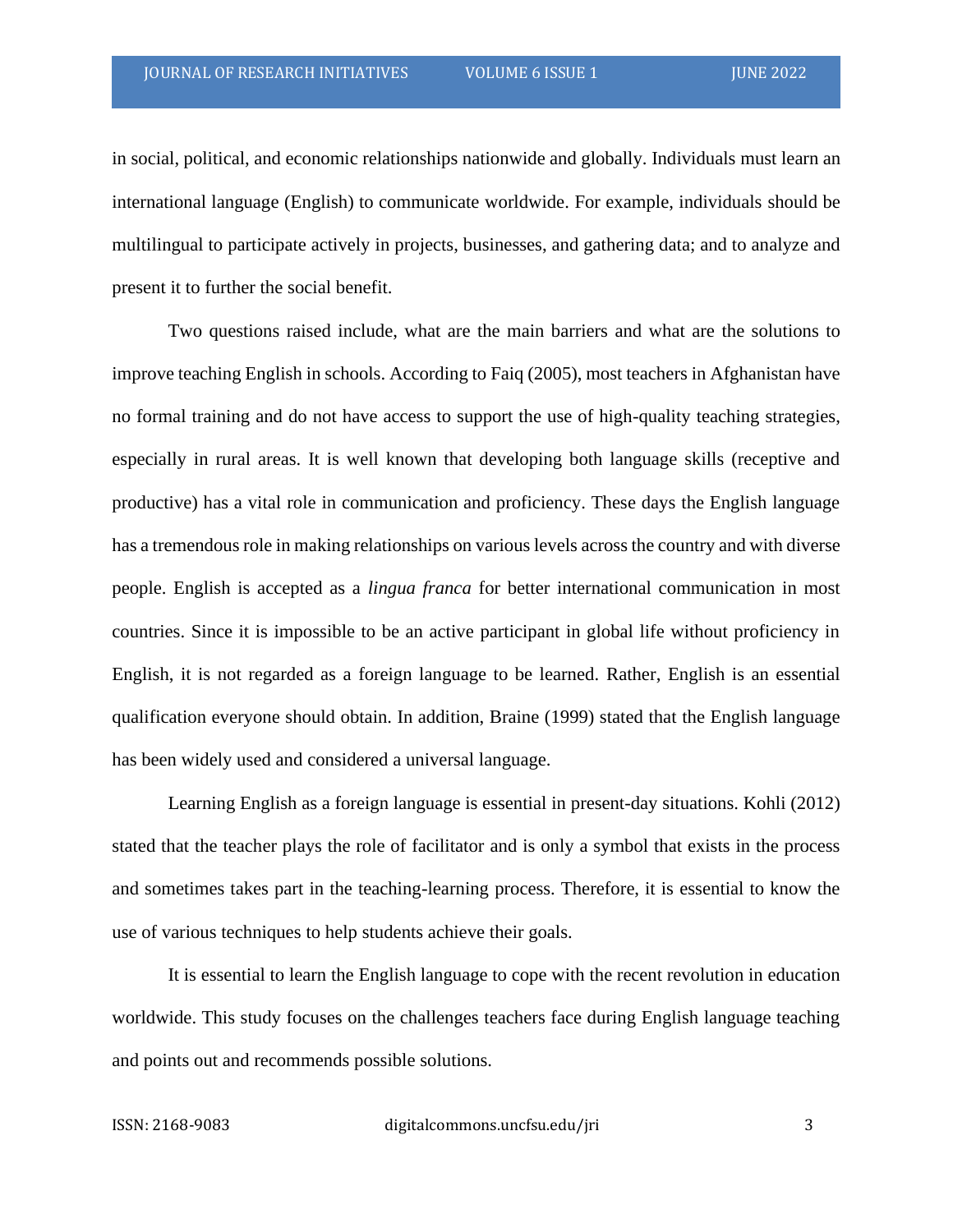in social, political, and economic relationships nationwide and globally. Individuals must learn an international language (English) to communicate worldwide. For example, individuals should be multilingual to participate actively in projects, businesses, and gathering data; and to analyze and present it to further the social benefit.

Two questions raised include, what are the main barriers and what are the solutions to improve teaching English in schools. According to Faiq (2005), most teachers in Afghanistan have no formal training and do not have access to support the use of high-quality teaching strategies, especially in rural areas. It is well known that developing both language skills (receptive and productive) has a vital role in communication and proficiency. These days the English language has a tremendous role in making relationships on various levels across the country and with diverse people. English is accepted as a *lingua franca* for better international communication in most countries. Since it is impossible to be an active participant in global life without proficiency in English, it is not regarded as a foreign language to be learned. Rather, English is an essential qualification everyone should obtain. In addition, Braine (1999) stated that the English language has been widely used and considered a universal language.

Learning English as a foreign language is essential in present-day situations. Kohli (2012) stated that the teacher plays the role of facilitator and is only a symbol that exists in the process and sometimes takes part in the teaching-learning process. Therefore, it is essential to know the use of various techniques to help students achieve their goals.

It is essential to learn the English language to cope with the recent revolution in education worldwide. This study focuses on the challenges teachers face during English language teaching and points out and recommends possible solutions.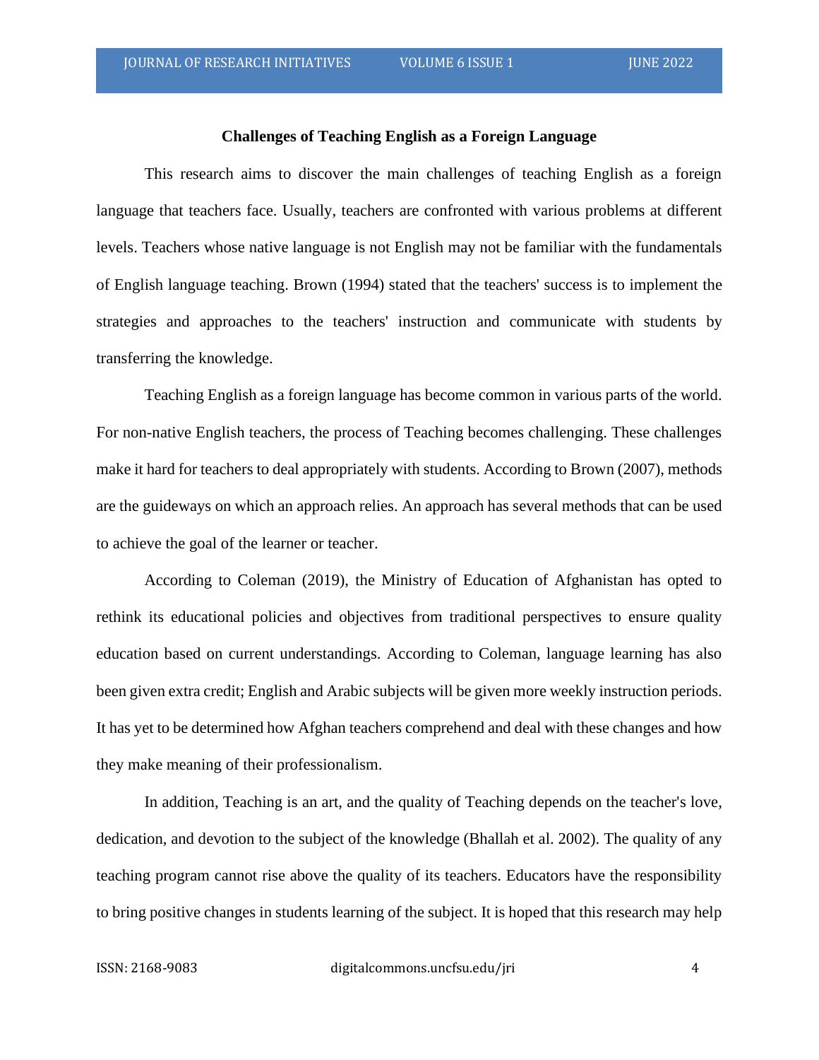## Challenges of Teaching English as a Foreign Language

This research aims to discover the main challenges of teaching English as a foreign language that teachers face. Usually, teachers are confronted with various problems at different levels. Teachers whose native language is not English may not be familiar with the fundamentals of English language teaching. Brown (1994) stated that the teachers' success is to implement the strategies and approaches to the teachers' instruction and communicate with students by transferring the knowledge.

Teaching English as a foreign language has become common in various parts of the world. For non-native English teachers, the process of Teaching becomes challenging. These challenges make it hard for teachers to deal appropriately with students. According to Brown (2007), methods are the guideways on which an approach relies. An approach has several methods that can be used to achieve the goal of the learner or teacher.

According to Coleman (2019), the Ministry of Education of Afghanistan has opted to rethink its educational policies and objectives from traditional perspectives to ensure quality education based on current understandings. According to Coleman, language learning has also been given extra credit; English and Arabic subjects will be given more weekly instruction periods. It has yet to be determined how Afghan teachers comprehend and deal with these changes and how they make meaning of their professionalism.

In addition, Teaching is an art, and the quality of Teaching depends on the teacher's love, dedication, and devotion to the subject of the knowledge (Bhallah et al. 2002). The quality of any teaching program cannot rise above the quality of its teachers. Educators have the responsibility to bring positive changes in students learning of the subject. It is hoped that this research may help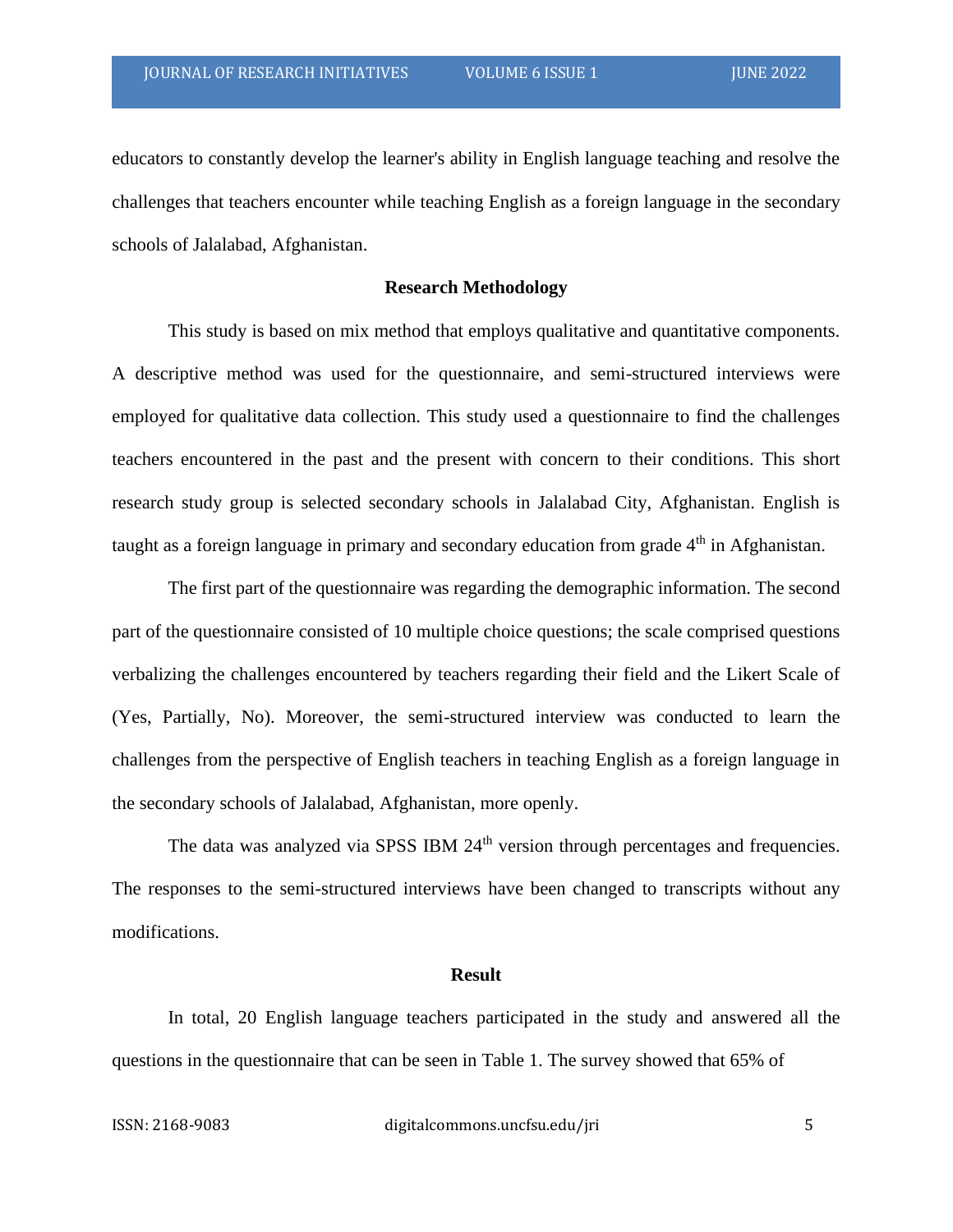educators to constantly develop the learner's ability in English language teaching and resolve the challenges that teachers encounter while teaching English as a foreign language in the secondary schools of Jalalabad, Afghanistan.

## Research Methodology

This study is based on mix method that employs qualitative and quantitative components. A descriptive method was used for the questionnaire, and semi-structured interviews were employed for qualitative data collection. This study used a questionnaire to find the challenges teachers encountered in the past and the present with concern to their conditions. This short research study group is selected secondary schools in Jalalabad City, Afghanistan. English is taught as a foreign language in primary and secondary education from grade 4th in Afghanistan.

The first part of the questionnaire was regarding the demographic information. The second part of the questionnaire consisted of 10 multiple choice questions; the scale comprised questions verbalizing the challenges encountered by teachers regarding their field and the Likert Scale of (Yes, Partially, No). Moreover, the semi-structured interview was conducted to learn the challenges from the perspective of English teachers in teaching English as a foreign language in the secondary schools of Jalalabad, Afghanistan, more openly.

The data was analyzed via SPSS IBM 24th version through percentages and frequencies. The responses to the semi-structured interviews have been changed to transcripts without any modifications.

## Result

In total, 20 English language teachers participated in the study and answered all the questions in the questionnaire that can be seen in Table 1. The survey showed that 65% of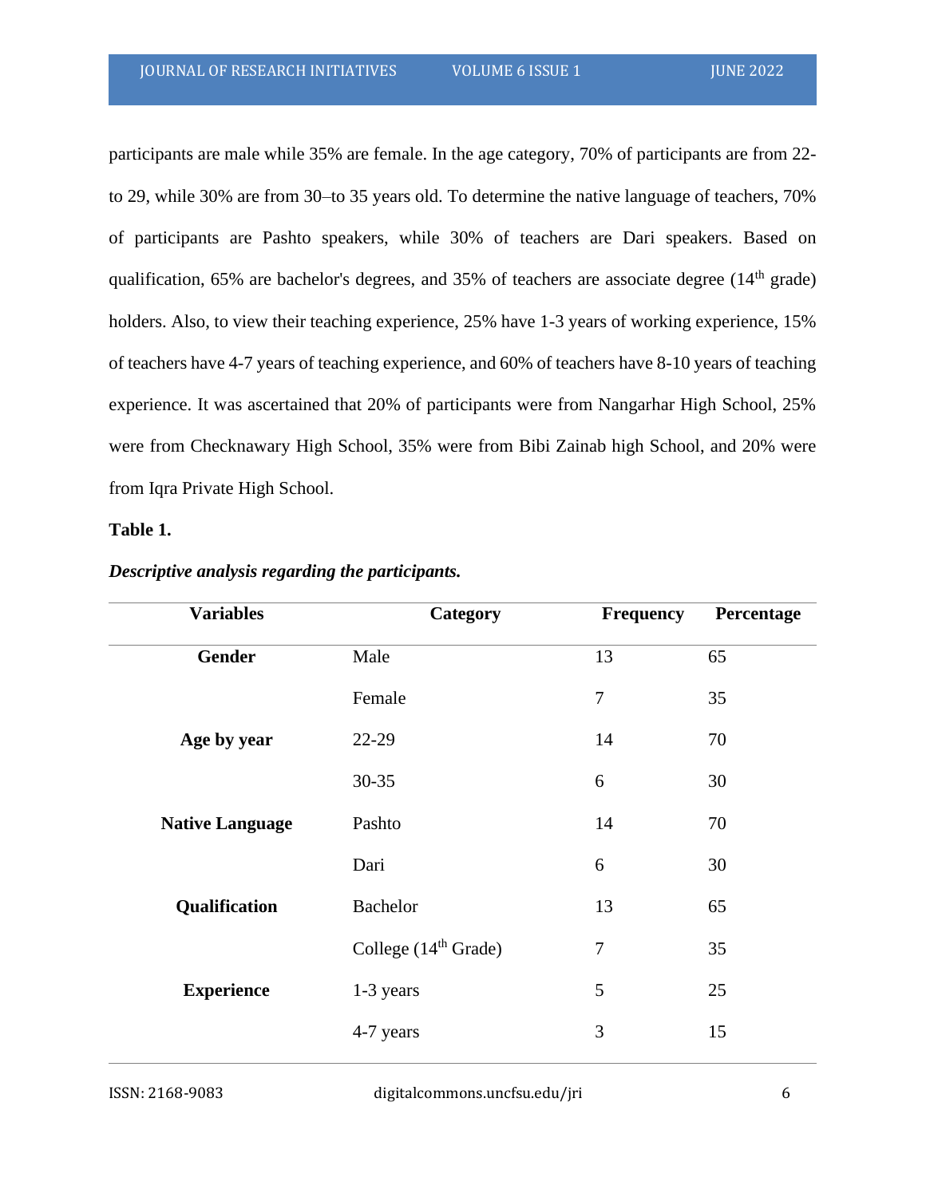participants are male while 35% are female. In the age category, 70% of participants are from 22-to 29, while 30% are from 30–to 35 years old. To determine the native language of teachers, 70% of participants are Pashto speakers, while 30% of teachers are Dari speakers. Based on qualification, 65% are bachelor's degrees, and 35% of teachers are associate degree (14th grade) holders. Also, to view their teaching experience, 25% have 1-3 years of working experience, 15% of teachers have 4-7 years of teaching experience, and 60% of teachers have 8-10 years of teaching experience. It was ascertained that 20% of participants were from Nangarhar High School, 25% were from Checknawary High School, 35% were from Bibi Zainab high School, and 20% were from Iqra Private High School.

**Table 1.**

***Descriptive analysis regarding the participants.***

| Variables | Category | Frequency | Percentage |
|---|---|---|---|
| **Gender** | Male | 13 | 65 |
| | Female | 7 | 35 |
| **Age by year** | 22-29 | 14 | 70 |
| | 30-35 | 6 | 30 |
| **Native Language** | Pashto | 14 | 70 |
| | Dari | 6 | 30 |
| **Qualification** | Bachelor | 13 | 65 |
| | College (14th Grade) | 7 | 35 |
| **Experience** | 1-3 years | 5 | 25 |
| | 4-7 years | 3 | 15 |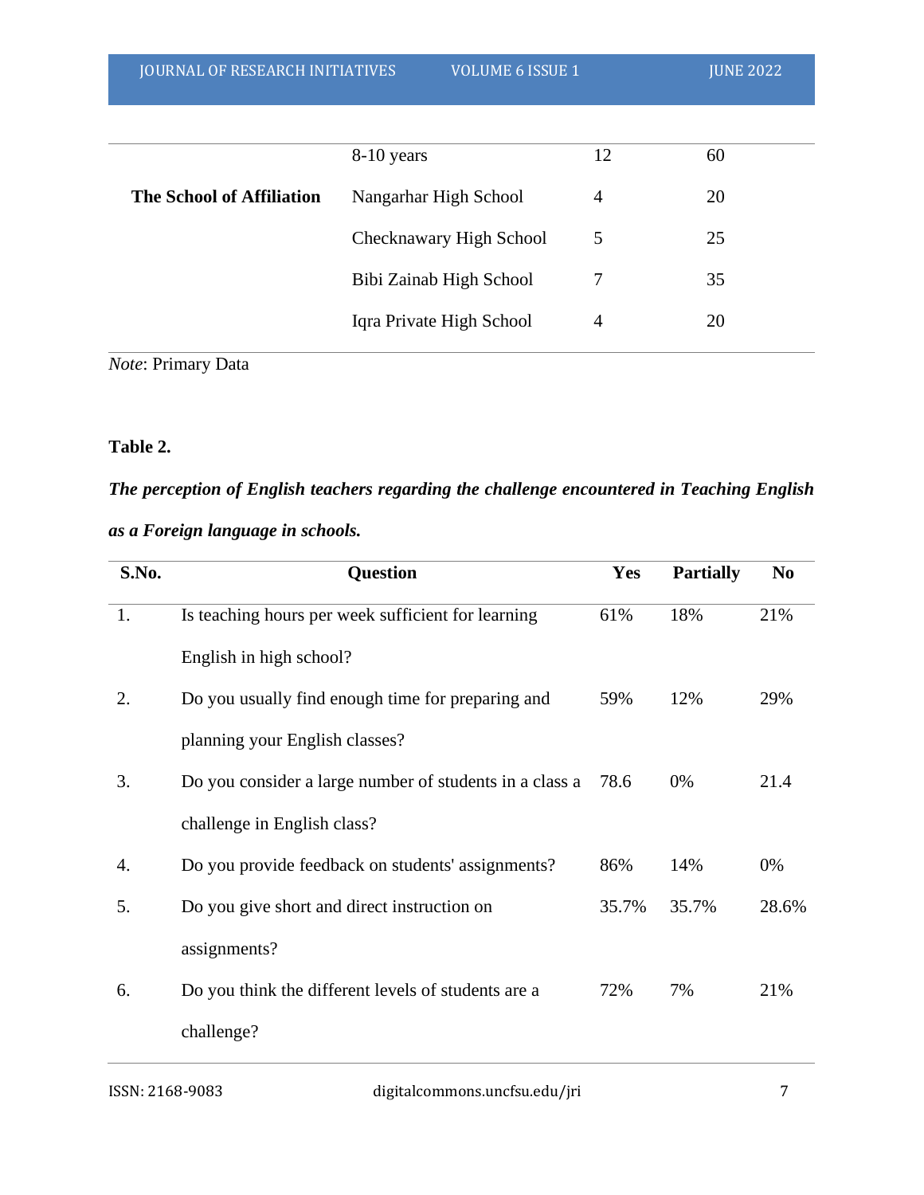| | | | |
|---|---|---|---|
| | 8-10 years | 12 | 60 |
| **The School of Affiliation** | Nangarhar High School | 4 | 20 |
| | Checknawary High School | 5 | 25 |
| | Bibi Zainab High School | 7 | 35 |
| | Iqra Private High School | 4 | 20 |

*Note*: Primary Data

**Table 2.**

***The perception of English teachers regarding the challenge encountered in Teaching English as a Foreign language in schools.***

| S.No. | Question | Yes | Partially | No |
|---|---|---|---|---|
| 1. | Is teaching hours per week sufficient for learning English in high school? | 61% | 18% | 21% |
| 2. | Do you usually find enough time for preparing and planning your English classes? | 59% | 12% | 29% |
| 3. | Do you consider a large number of students in a class a challenge in English class? | 78.6 | 0% | 21.4 |
| 4. | Do you provide feedback on students' assignments? | 86% | 14% | 0% |
| 5. | Do you give short and direct instruction on assignments? | 35.7% | 35.7% | 28.6% |
| 6. | Do you think the different levels of students are a challenge? | 72% | 7% | 21% |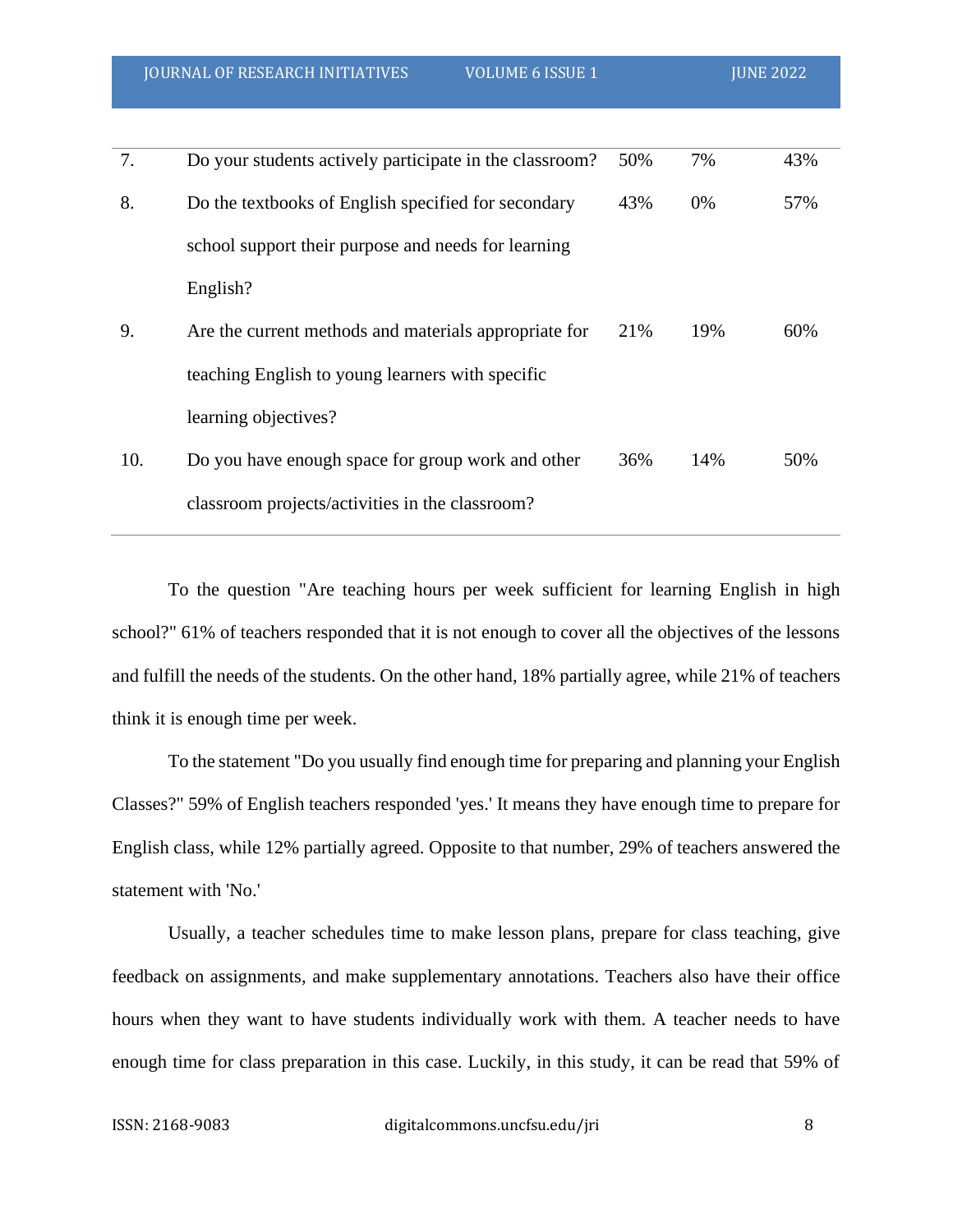| | | | | |
|---|---|---|---|---|
| 7. | Do your students actively participate in the classroom? | 50% | 7% | 43% |
| 8. | Do the textbooks of English specified for secondary school support their purpose and needs for learning English? | 43% | 0% | 57% |
| 9. | Are the current methods and materials appropriate for teaching English to young learners with specific learning objectives? | 21% | 19% | 60% |
| 10. | Do you have enough space for group work and other classroom projects/activities in the classroom? | 36% | 14% | 50% |

To the question "Are teaching hours per week sufficient for learning English in high school?" 61% of teachers responded that it is not enough to cover all the objectives of the lessons and fulfill the needs of the students. On the other hand, 18% partially agree, while 21% of teachers think it is enough time per week.

To the statement "Do you usually find enough time for preparing and planning your English Classes?" 59% of English teachers responded 'yes.' It means they have enough time to prepare for English class, while 12% partially agreed. Opposite to that number, 29% of teachers answered the statement with 'No.'

Usually, a teacher schedules time to make lesson plans, prepare for class teaching, give feedback on assignments, and make supplementary annotations. Teachers also have their office hours when they want to have students individually work with them. A teacher needs to have enough time for class preparation in this case. Luckily, in this study, it can be read that 59% of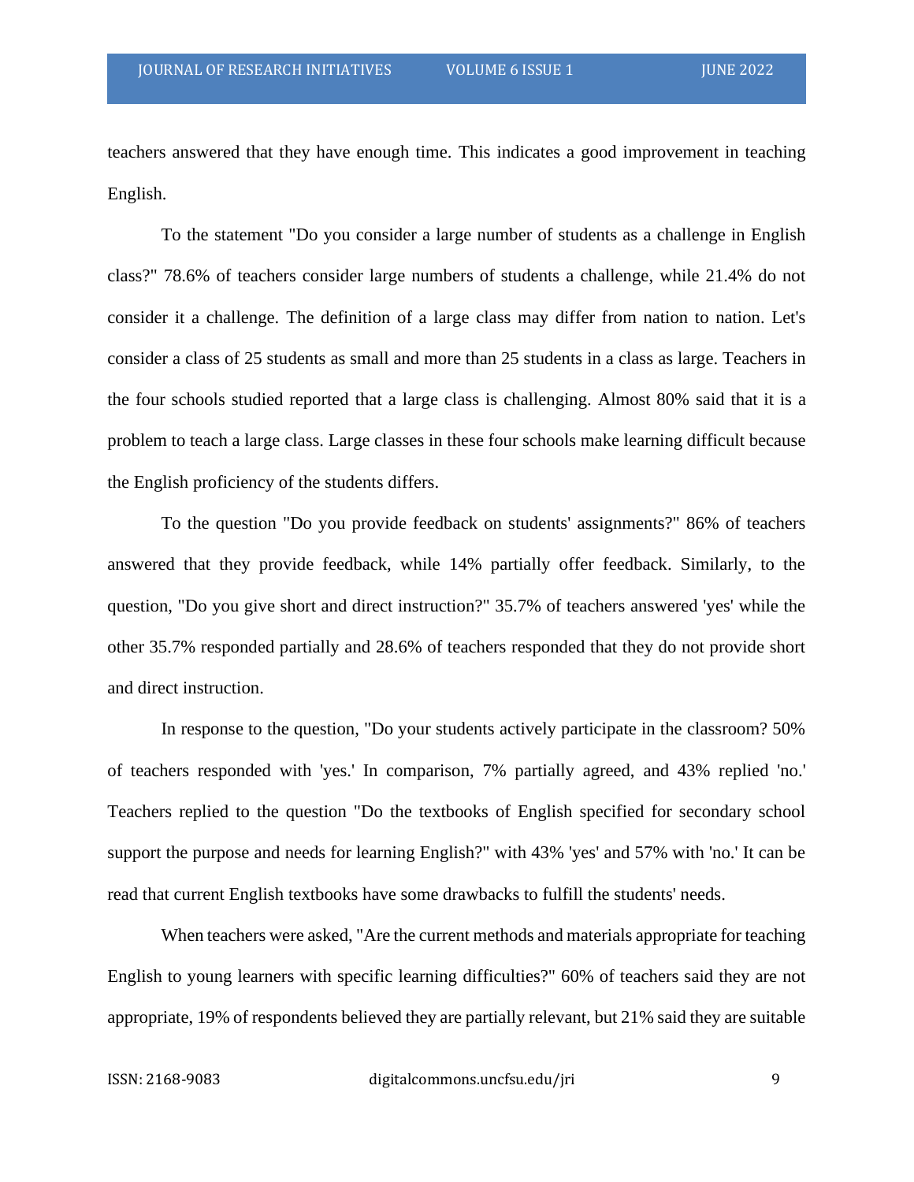teachers answered that they have enough time. This indicates a good improvement in teaching English.

To the statement "Do you consider a large number of students as a challenge in English class?" 78.6% of teachers consider large numbers of students a challenge, while 21.4% do not consider it a challenge. The definition of a large class may differ from nation to nation. Let's consider a class of 25 students as small and more than 25 students in a class as large. Teachers in the four schools studied reported that a large class is challenging. Almost 80% said that it is a problem to teach a large class. Large classes in these four schools make learning difficult because the English proficiency of the students differs.

To the question "Do you provide feedback on students' assignments?" 86% of teachers answered that they provide feedback, while 14% partially offer feedback. Similarly, to the question, "Do you give short and direct instruction?" 35.7% of teachers answered 'yes' while the other 35.7% responded partially and 28.6% of teachers responded that they do not provide short and direct instruction.

In response to the question, "Do your students actively participate in the classroom? 50% of teachers responded with 'yes.' In comparison, 7% partially agreed, and 43% replied 'no.' Teachers replied to the question "Do the textbooks of English specified for secondary school support the purpose and needs for learning English?" with 43% 'yes' and 57% with 'no.' It can be read that current English textbooks have some drawbacks to fulfill the students' needs.

When teachers were asked, "Are the current methods and materials appropriate for teaching English to young learners with specific learning difficulties?" 60% of teachers said they are not appropriate, 19% of respondents believed they are partially relevant, but 21% said they are suitable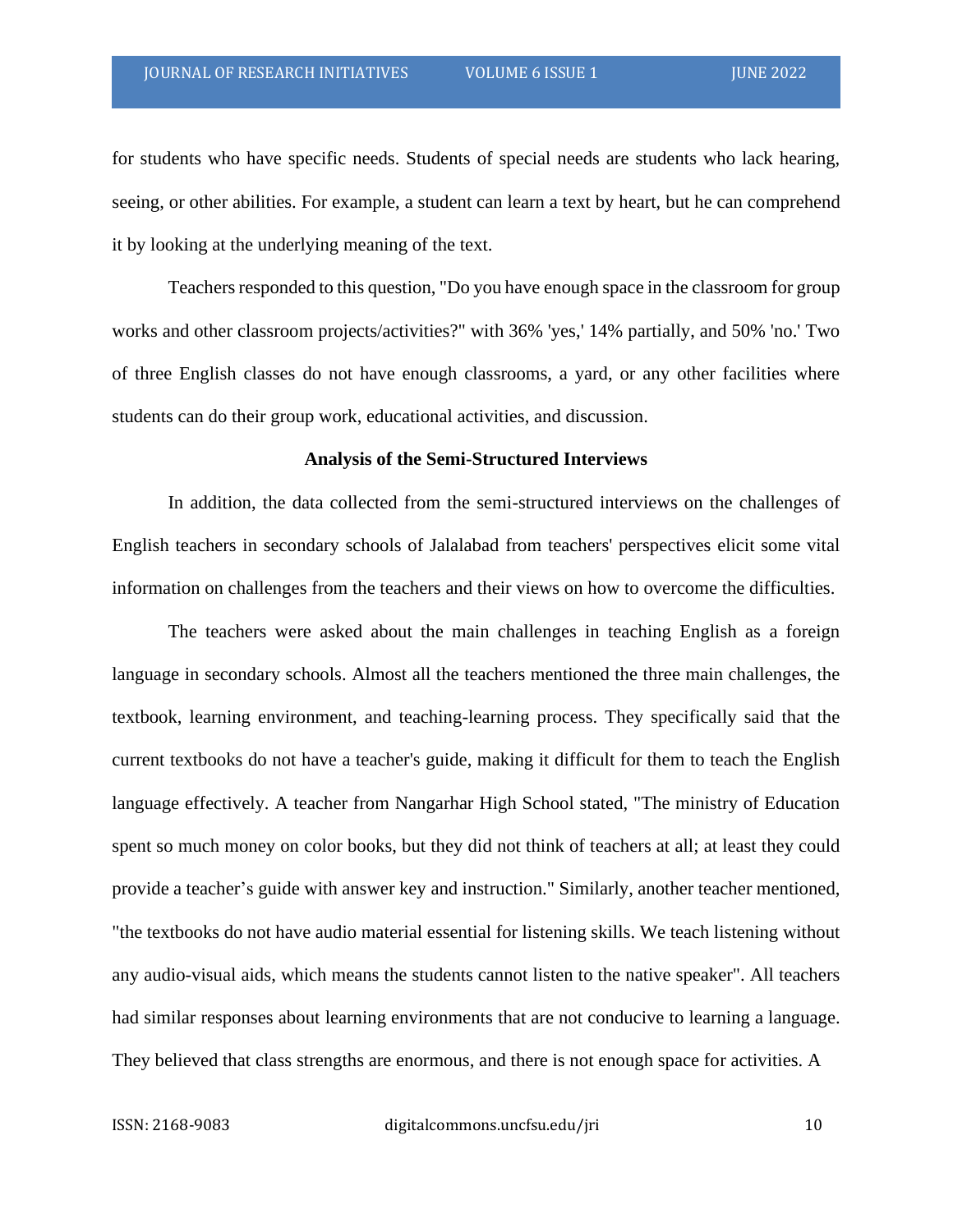for students who have specific needs. Students of special needs are students who lack hearing, seeing, or other abilities. For example, a student can learn a text by heart, but he can comprehend it by looking at the underlying meaning of the text.

Teachers responded to this question, "Do you have enough space in the classroom for group works and other classroom projects/activities?" with 36% 'yes,' 14% partially, and 50% 'no.' Two of three English classes do not have enough classrooms, a yard, or any other facilities where students can do their group work, educational activities, and discussion.

**Analysis of the Semi-Structured Interviews**

In addition, the data collected from the semi-structured interviews on the challenges of English teachers in secondary schools of Jalalabad from teachers' perspectives elicit some vital information on challenges from the teachers and their views on how to overcome the difficulties.

The teachers were asked about the main challenges in teaching English as a foreign language in secondary schools. Almost all the teachers mentioned the three main challenges, the textbook, learning environment, and teaching-learning process. They specifically said that the current textbooks do not have a teacher's guide, making it difficult for them to teach the English language effectively. A teacher from Nangarhar High School stated, "The ministry of Education spent so much money on color books, but they did not think of teachers at all; at least they could provide a teacher's guide with answer key and instruction." Similarly, another teacher mentioned, "the textbooks do not have audio material essential for listening skills. We teach listening without any audio-visual aids, which means the students cannot listen to the native speaker". All teachers had similar responses about learning environments that are not conducive to learning a language. They believed that class strengths are enormous, and there is not enough space for activities. A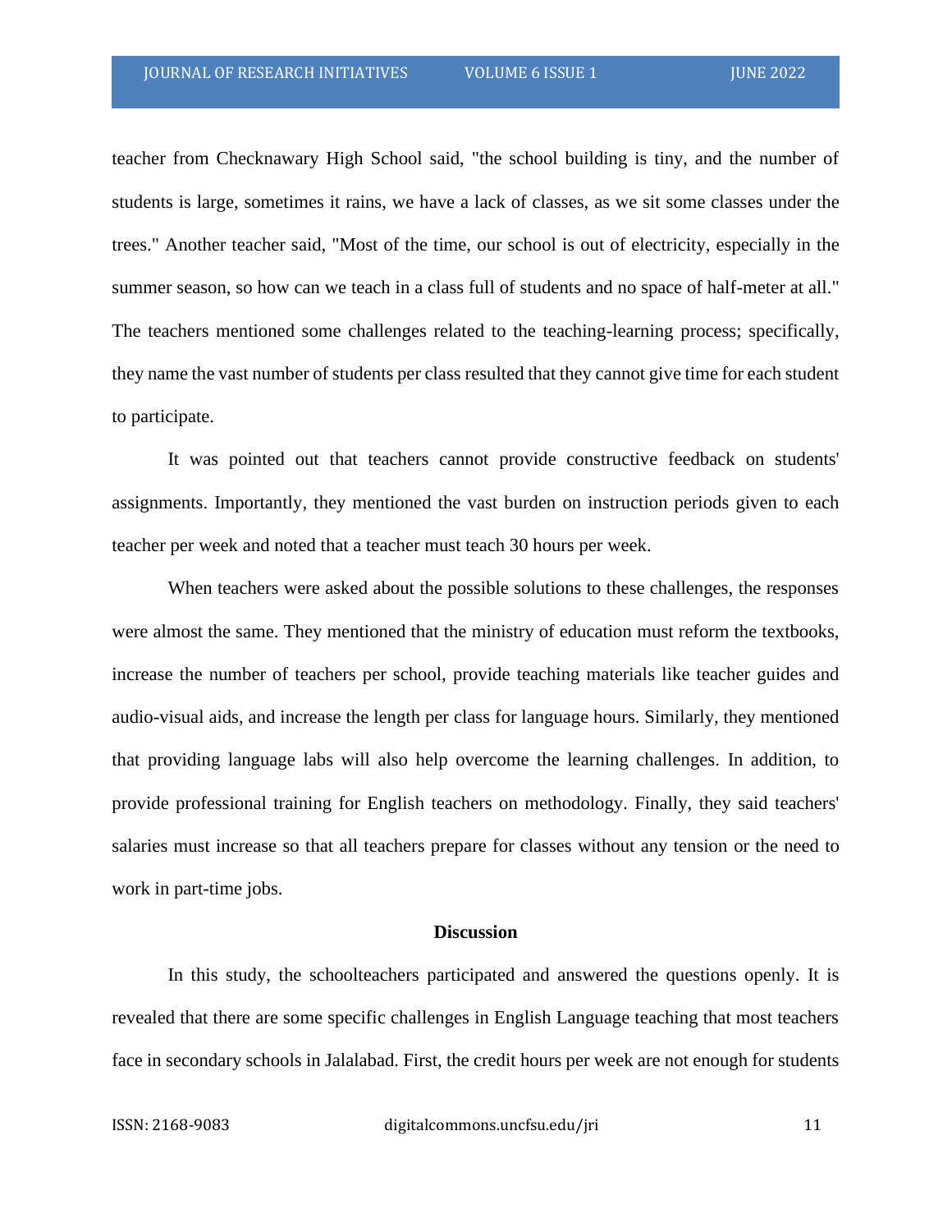teacher from Checknawary High School said, "the school building is tiny, and the number of students is large, sometimes it rains, we have a lack of classes, as we sit some classes under the trees." Another teacher said, "Most of the time, our school is out of electricity, especially in the summer season, so how can we teach in a class full of students and no space of half-meter at all." The teachers mentioned some challenges related to the teaching-learning process; specifically, they name the vast number of students per class resulted that they cannot give time for each student to participate.

It was pointed out that teachers cannot provide constructive feedback on students' assignments. Importantly, they mentioned the vast burden on instruction periods given to each teacher per week and noted that a teacher must teach 30 hours per week.

When teachers were asked about the possible solutions to these challenges, the responses were almost the same. They mentioned that the ministry of education must reform the textbooks, increase the number of teachers per school, provide teaching materials like teacher guides and audio-visual aids, and increase the length per class for language hours. Similarly, they mentioned that providing language labs will also help overcome the learning challenges. In addition, to provide professional training for English teachers on methodology. Finally, they said teachers' salaries must increase so that all teachers prepare for classes without any tension or the need to work in part-time jobs.

## Discussion

In this study, the schoolteachers participated and answered the questions openly. It is revealed that there are some specific challenges in English Language teaching that most teachers face in secondary schools in Jalalabad. First, the credit hours per week are not enough for students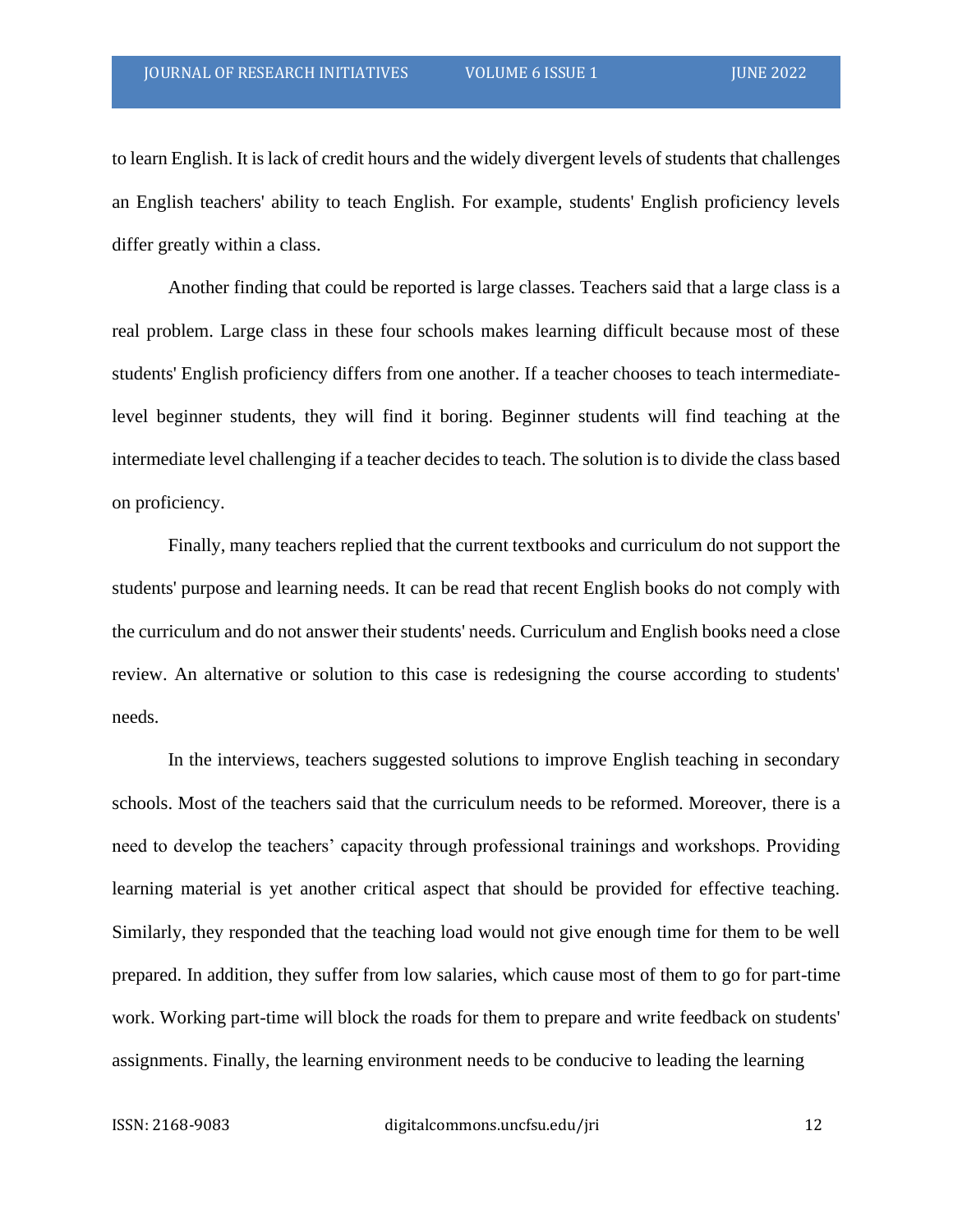to learn English. It is lack of credit hours and the widely divergent levels of students that challenges an English teachers' ability to teach English. For example, students' English proficiency levels differ greatly within a class.

Another finding that could be reported is large classes. Teachers said that a large class is a real problem. Large class in these four schools makes learning difficult because most of these students' English proficiency differs from one another. If a teacher chooses to teach intermediate-level beginner students, they will find it boring. Beginner students will find teaching at the intermediate level challenging if a teacher decides to teach. The solution is to divide the class based on proficiency.

Finally, many teachers replied that the current textbooks and curriculum do not support the students' purpose and learning needs. It can be read that recent English books do not comply with the curriculum and do not answer their students' needs. Curriculum and English books need a close review. An alternative or solution to this case is redesigning the course according to students' needs.

In the interviews, teachers suggested solutions to improve English teaching in secondary schools. Most of the teachers said that the curriculum needs to be reformed. Moreover, there is a need to develop the teachers' capacity through professional trainings and workshops. Providing learning material is yet another critical aspect that should be provided for effective teaching. Similarly, they responded that the teaching load would not give enough time for them to be well prepared. In addition, they suffer from low salaries, which cause most of them to go for part-time work. Working part-time will block the roads for them to prepare and write feedback on students' assignments. Finally, the learning environment needs to be conducive to leading the learning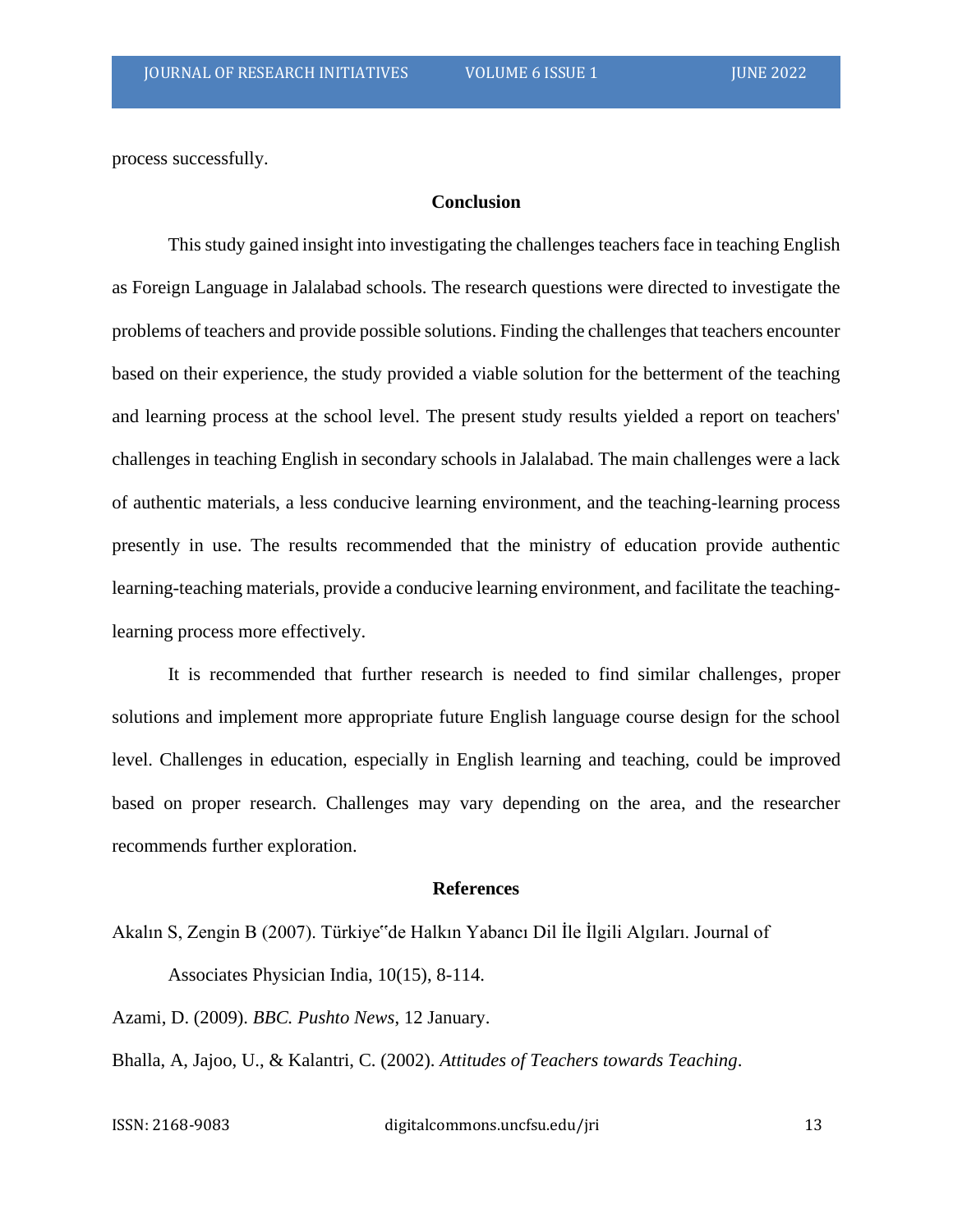process successfully.

## Conclusion

This study gained insight into investigating the challenges teachers face in teaching English as Foreign Language in Jalalabad schools. The research questions were directed to investigate the problems of teachers and provide possible solutions. Finding the challenges that teachers encounter based on their experience, the study provided a viable solution for the betterment of the teaching and learning process at the school level. The present study results yielded a report on teachers' challenges in teaching English in secondary schools in Jalalabad. The main challenges were a lack of authentic materials, a less conducive learning environment, and the teaching-learning process presently in use. The results recommended that the ministry of education provide authentic learning-teaching materials, provide a conducive learning environment, and facilitate the teaching-learning process more effectively.

It is recommended that further research is needed to find similar challenges, proper solutions and implement more appropriate future English language course design for the school level. Challenges in education, especially in English learning and teaching, could be improved based on proper research. Challenges may vary depending on the area, and the researcher recommends further exploration.

## References

Akalın S, Zengin B (2007). Türkiye‟de Halkın Yabancı Dil İle İlgili Algıları. Journal of Associates Physician India, 10(15), 8-114.

Azami, D. (2009). *BBC. Pushto News*, 12 January.

Bhalla, A, Jajoo, U., & Kalantri, C. (2002). *Attitudes of Teachers towards Teaching*.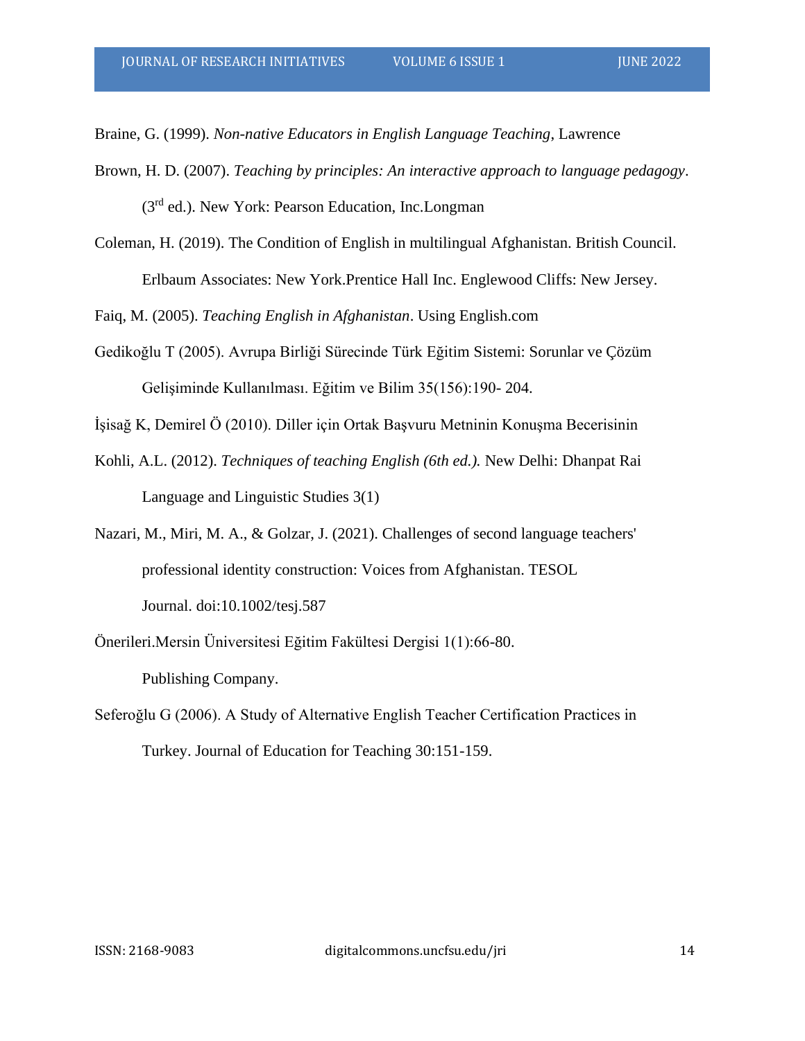Braine, G. (1999). *Non-native Educators in English Language Teaching*, Lawrence

Brown, H. D. (2007). *Teaching by principles: An interactive approach to language pedagogy*. (3rd ed.). New York: Pearson Education, Inc.Longman

Coleman, H. (2019). The Condition of English in multilingual Afghanistan. British Council. Erlbaum Associates: New York.Prentice Hall Inc. Englewood Cliffs: New Jersey.

Faiq, M. (2005). *Teaching English in Afghanistan*. Using English.com

Gedikoğlu T (2005). Avrupa Birliği Sürecinde Türk Eğitim Sistemi: Sorunlar ve Çözüm Gelişiminde Kullanılması. Eğitim ve Bilim 35(156):190- 204.

İşisağ K, Demirel Ö (2010). Diller için Ortak Başvuru Metninin Konuşma Becerisinin

Kohli, A.L. (2012). *Techniques of teaching English (6th ed.).* New Delhi: Dhanpat Rai Language and Linguistic Studies 3(1)

Nazari, M., Miri, M. A., & Golzar, J. (2021). Challenges of second language teachers' professional identity construction: Voices from Afghanistan. TESOL Journal. doi:10.1002/tesj.587

Önerileri.Mersin Üniversitesi Eğitim Fakültesi Dergisi 1(1):66-80.
Publishing Company.

Seferoğlu G (2006). A Study of Alternative English Teacher Certification Practices in Turkey. Journal of Education for Teaching 30:151-159.